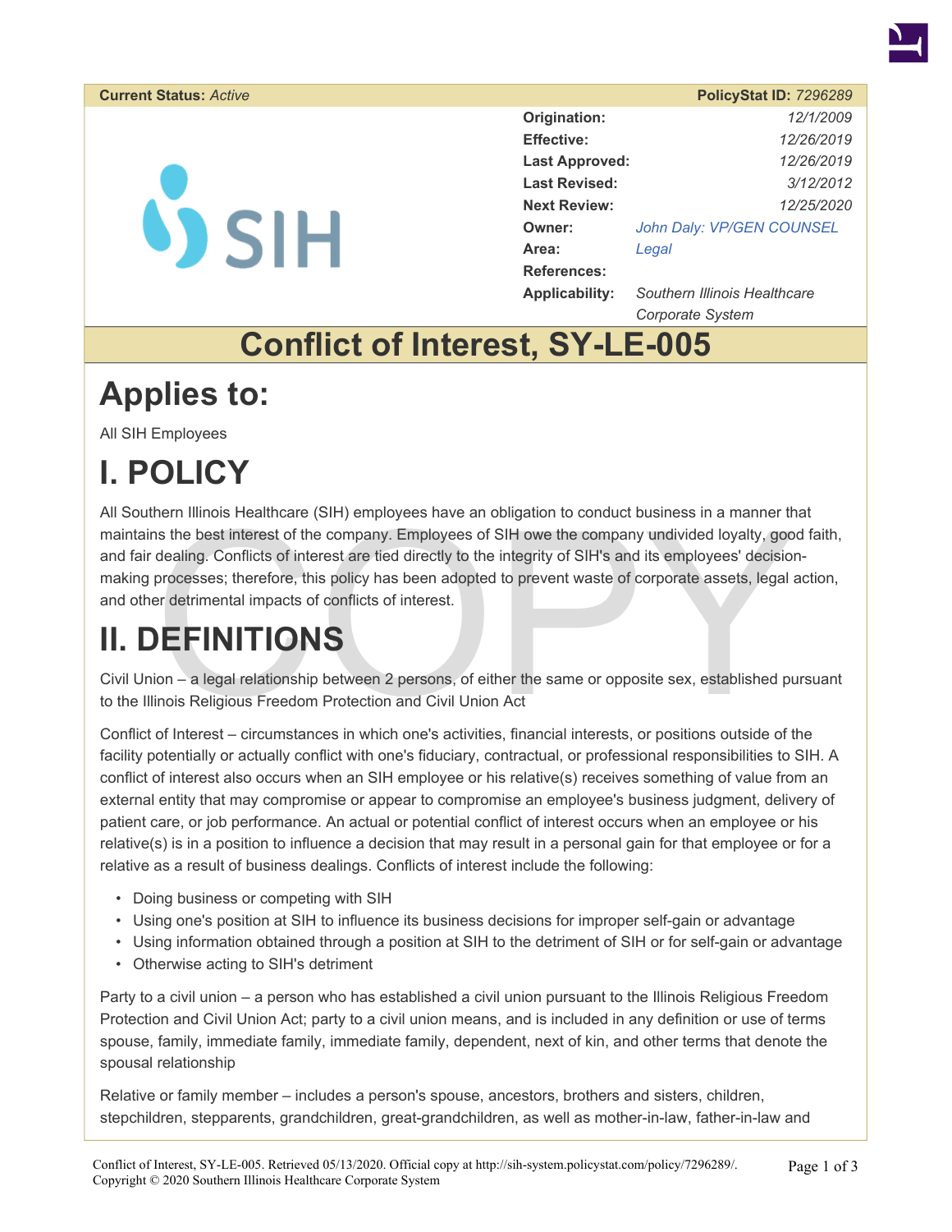| Current Status: *Active* | PolicyStat ID: *7296289* |
| --- | --- |
| **Origination:** | *12/1/2009* |
| **Effective:** | *12/26/2019* |
| **Last Approved:** | *12/26/2019* |
| **Last Revised:** | *3/12/2012* |
| **Next Review:** | *12/25/2020* |
| **Owner:** | *John Daly: VP/GEN COUNSEL* |
| **Area:** | *Legal* |
| **References:** | |
| **Applicability:** | *Southern Illinois Healthcare Corporate System* |

# Conflict of Interest, SY-LE-005

# Applies to:

All SIH Employees

# I. POLICY

All Southern Illinois Healthcare (SIH) employees have an obligation to conduct business in a manner that maintains the best interest of the company. Employees of SIH owe the company undivided loyalty, good faith, and fair dealing. Conflicts of interest are tied directly to the integrity of SIH's and its employees' decision-making processes; therefore, this policy has been adopted to prevent waste of corporate assets, legal action, and other detrimental impacts of conflicts of interest.

# II. DEFINITIONS

Civil Union – a legal relationship between 2 persons, of either the same or opposite sex, established pursuant to the Illinois Religious Freedom Protection and Civil Union Act

Conflict of Interest – circumstances in which one's activities, financial interests, or positions outside of the facility potentially or actually conflict with one's fiduciary, contractual, or professional responsibilities to SIH. A conflict of interest also occurs when an SIH employee or his relative(s) receives something of value from an external entity that may compromise or appear to compromise an employee's business judgment, delivery of patient care, or job performance. An actual or potential conflict of interest occurs when an employee or his relative(s) is in a position to influence a decision that may result in a personal gain for that employee or for a relative as a result of business dealings. Conflicts of interest include the following:

- Doing business or competing with SIH
- Using one's position at SIH to influence its business decisions for improper self-gain or advantage
- Using information obtained through a position at SIH to the detriment of SIH or for self-gain or advantage
- Otherwise acting to SIH's detriment

Party to a civil union – a person who has established a civil union pursuant to the Illinois Religious Freedom Protection and Civil Union Act; party to a civil union means, and is included in any definition or use of terms spouse, family, immediate family, immediate family, dependent, next of kin, and other terms that denote the spousal relationship

Relative or family member – includes a person's spouse, ancestors, brothers and sisters, children, stepchildren, stepparents, grandchildren, great-grandchildren, as well as mother-in-law, father-in-law and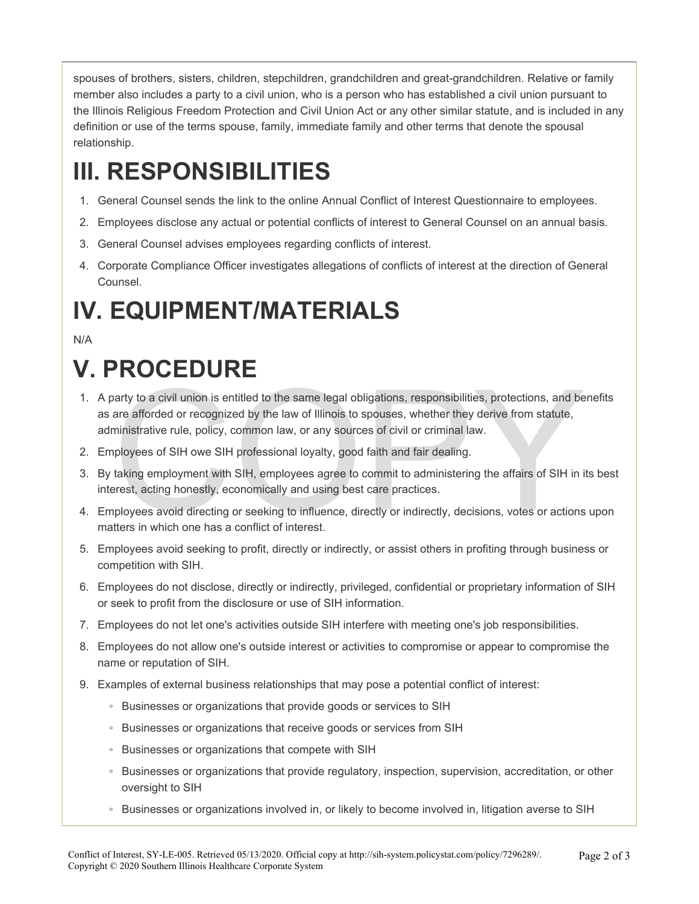spouses of brothers, sisters, children, stepchildren, grandchildren and great-grandchildren. Relative or family member also includes a party to a civil union, who is a person who has established a civil union pursuant to the Illinois Religious Freedom Protection and Civil Union Act or any other similar statute, and is included in any definition or use of the terms spouse, family, immediate family and other terms that denote the spousal relationship.

# III. RESPONSIBILITIES

1. General Counsel sends the link to the online Annual Conflict of Interest Questionnaire to employees.
2. Employees disclose any actual or potential conflicts of interest to General Counsel on an annual basis.
3. General Counsel advises employees regarding conflicts of interest.
4. Corporate Compliance Officer investigates allegations of conflicts of interest at the direction of General Counsel.

# IV. EQUIPMENT/MATERIALS

N/A

# V. PROCEDURE

1. A party to a civil union is entitled to the same legal obligations, responsibilities, protections, and benefits as are afforded or recognized by the law of Illinois to spouses, whether they derive from statute, administrative rule, policy, common law, or any sources of civil or criminal law.
2. Employees of SIH owe SIH professional loyalty, good faith and fair dealing.
3. By taking employment with SIH, employees agree to commit to administering the affairs of SIH in its best interest, acting honestly, economically and using best care practices.
4. Employees avoid directing or seeking to influence, directly or indirectly, decisions, votes or actions upon matters in which one has a conflict of interest.
5. Employees avoid seeking to profit, directly or indirectly, or assist others in profiting through business or competition with SIH.
6. Employees do not disclose, directly or indirectly, privileged, confidential or proprietary information of SIH or seek to profit from the disclosure or use of SIH information.
7. Employees do not let one's activities outside SIH interfere with meeting one's job responsibilities.
8. Employees do not allow one's outside interest or activities to compromise or appear to compromise the name or reputation of SIH.
9. Examples of external business relationships that may pose a potential conflict of interest:
    - Businesses or organizations that provide goods or services to SIH
    - Businesses or organizations that receive goods or services from SIH
    - Businesses or organizations that compete with SIH
    - Businesses or organizations that provide regulatory, inspection, supervision, accreditation, or other oversight to SIH
    - Businesses or organizations involved in, or likely to become involved in, litigation averse to SIH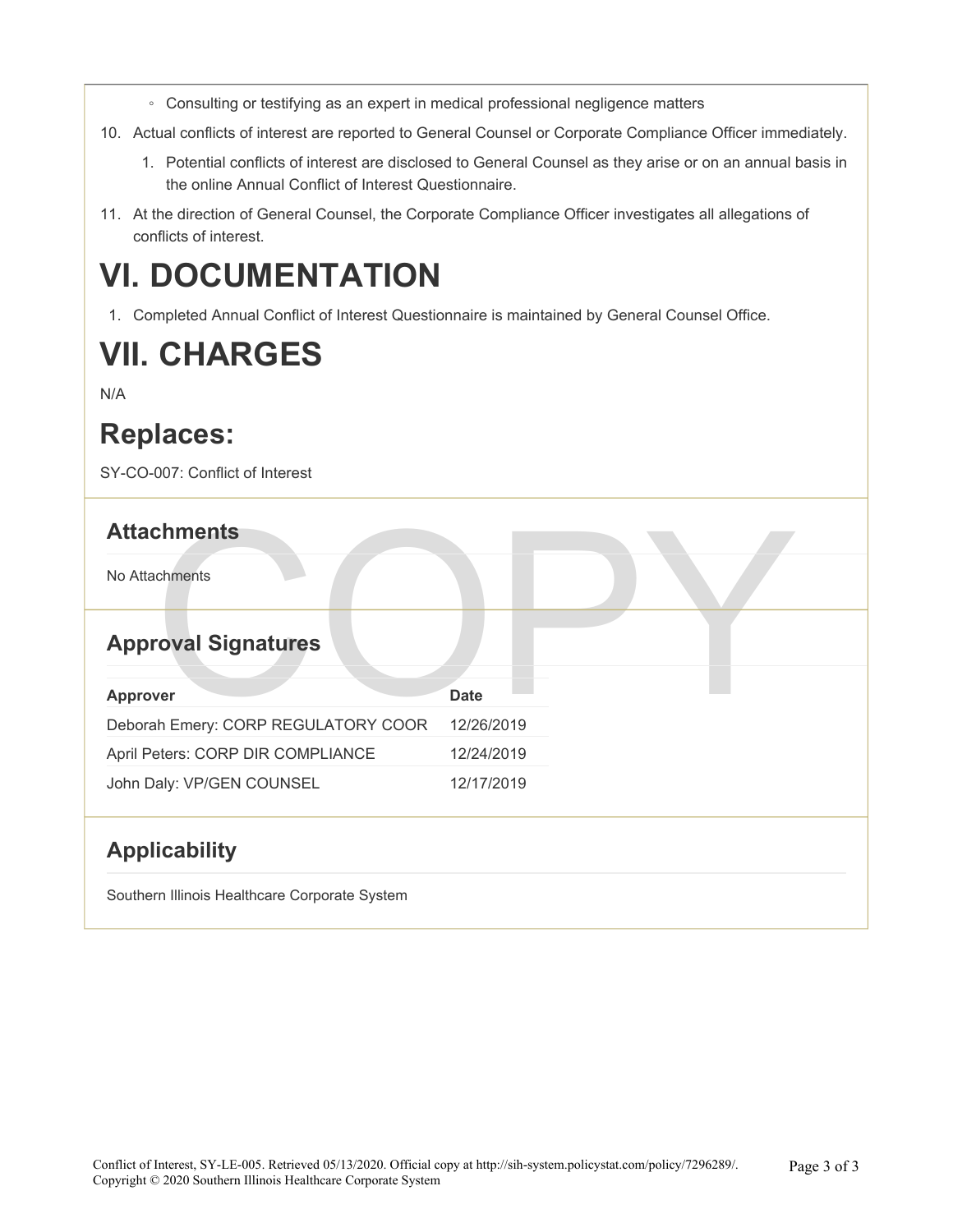- Consulting or testifying as an expert in medical professional negligence matters

10. Actual conflicts of interest are reported to General Counsel or Corporate Compliance Officer immediately.
    1. Potential conflicts of interest are disclosed to General Counsel as they arise or on an annual basis in the online Annual Conflict of Interest Questionnaire.
11. At the direction of General Counsel, the Corporate Compliance Officer investigates all allegations of conflicts of interest.

# VI. DOCUMENTATION

1. Completed Annual Conflict of Interest Questionnaire is maintained by General Counsel Office.

# VII. CHARGES

N/A

## Replaces:

SY-CO-007: Conflict of Interest

### Attachments

No Attachments

### Approval Signatures

| Approver | Date |
|---|---|
| Deborah Emery: CORP REGULATORY COOR | 12/26/2019 |
| April Peters: CORP DIR COMPLIANCE | 12/24/2019 |
| John Daly: VP/GEN COUNSEL | 12/17/2019 |

### Applicability

Southern Illinois Healthcare Corporate System